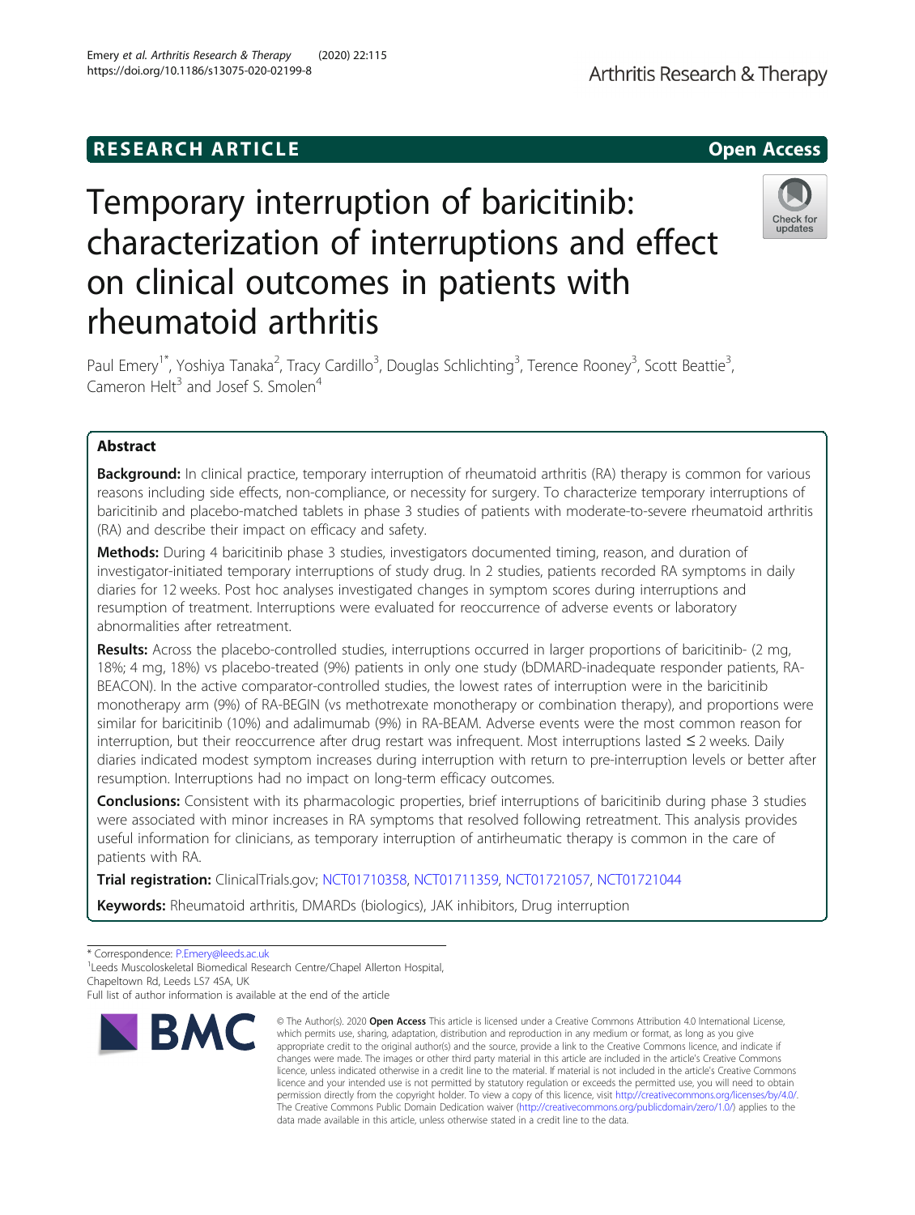RESEARCH ARTICLE

Open Access

# Temporary interruption of baricitinib: characterization of interruptions and effect on clinical outcomes in patients with rheumatoid arthritis

Paul Emery[1*], Yoshiya Tanaka[2], Tracy Cardillo[3], Douglas Schlichting[3], Terence Rooney[3], Scott Beattie[3], Cameron Helt[3] and Josef S. Smolen[4]

## Abstract

**Background:** In clinical practice, temporary interruption of rheumatoid arthritis (RA) therapy is common for various reasons including side effects, non-compliance, or necessity for surgery. To characterize temporary interruptions of baricitinib and placebo-matched tablets in phase 3 studies of patients with moderate-to-severe rheumatoid arthritis (RA) and describe their impact on efficacy and safety.

**Methods:** During 4 baricitinib phase 3 studies, investigators documented timing, reason, and duration of investigator-initiated temporary interruptions of study drug. In 2 studies, patients recorded RA symptoms in daily diaries for 12 weeks. Post hoc analyses investigated changes in symptom scores during interruptions and resumption of treatment. Interruptions were evaluated for reoccurrence of adverse events or laboratory abnormalities after retreatment.

**Results:** Across the placebo-controlled studies, interruptions occurred in larger proportions of baricitinib- (2 mg, 18%; 4 mg, 18%) vs placebo-treated (9%) patients in only one study (bDMARD-inadequate responder patients, RA-BEACON). In the active comparator-controlled studies, the lowest rates of interruption were in the baricitinib monotherapy arm (9%) of RA-BEGIN (vs methotrexate monotherapy or combination therapy), and proportions were similar for baricitinib (10%) and adalimumab (9%) in RA-BEAM. Adverse events were the most common reason for interruption, but their reoccurrence after drug restart was infrequent. Most interruptions lasted ≤ 2 weeks. Daily diaries indicated modest symptom increases during interruption with return to pre-interruption levels or better after resumption. Interruptions had no impact on long-term efficacy outcomes.

**Conclusions:** Consistent with its pharmacologic properties, brief interruptions of baricitinib during phase 3 studies were associated with minor increases in RA symptoms that resolved following retreatment. This analysis provides useful information for clinicians, as temporary interruption of antirheumatic therapy is common in the care of patients with RA.

**Trial registration:** ClinicalTrials.gov; NCT01710358, NCT01711359, NCT01721057, NCT01721044

**Keywords:** Rheumatoid arthritis, DMARDs (biologics), JAK inhibitors, Drug interruption

\* Correspondence: P.Emery@leeds.ac.uk

[1]Leeds Muscoloskeletal Biomedical Research Centre/Chapel Allerton Hospital, Chapeltown Rd, Leeds LS7 4SA, UK

Full list of author information is available at the end of the article

© The Author(s). 2020 **Open Access** This article is licensed under a Creative Commons Attribution 4.0 International License, which permits use, sharing, adaptation, distribution and reproduction in any medium or format, as long as you give appropriate credit to the original author(s) and the source, provide a link to the Creative Commons licence, and indicate if changes were made. The images or other third party material in this article are included in the article's Creative Commons licence, unless indicated otherwise in a credit line to the material. If material is not included in the article's Creative Commons licence and your intended use is not permitted by statutory regulation or exceeds the permitted use, you will need to obtain permission directly from the copyright holder. To view a copy of this licence, visit http://creativecommons.org/licenses/by/4.0/. The Creative Commons Public Domain Dedication waiver (http://creativecommons.org/publicdomain/zero/1.0/) applies to the data made available in this article, unless otherwise stated in a credit line to the data.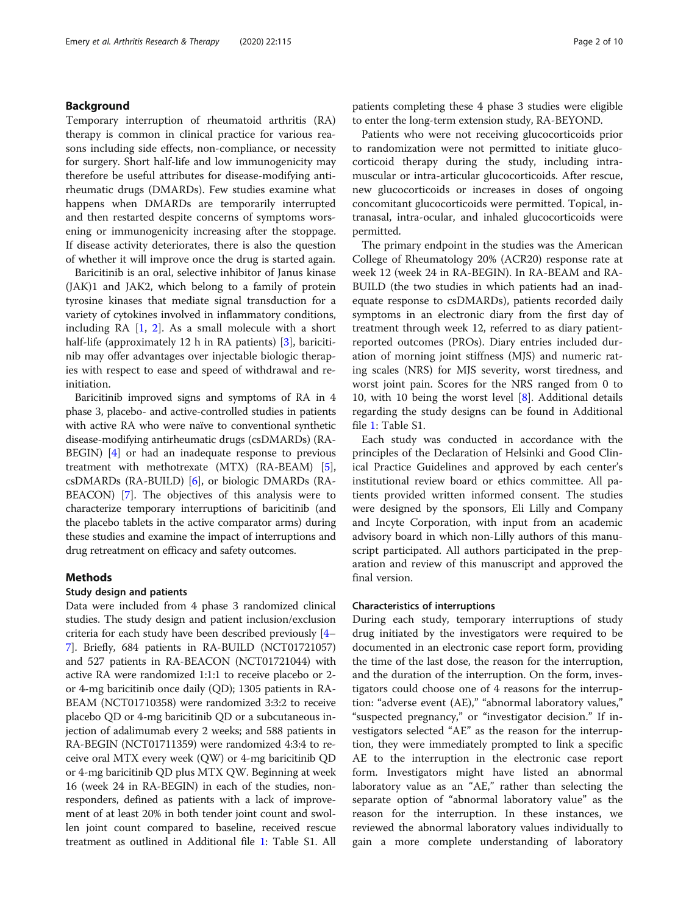## Background

Temporary interruption of rheumatoid arthritis (RA) therapy is common in clinical practice for various reasons including side effects, non-compliance, or necessity for surgery. Short half-life and low immunogenicity may therefore be useful attributes for disease-modifying antirheumatic drugs (DMARDs). Few studies examine what happens when DMARDs are temporarily interrupted and then restarted despite concerns of symptoms worsening or immunogenicity increasing after the stoppage. If disease activity deteriorates, there is also the question of whether it will improve once the drug is started again.

Baricitinib is an oral, selective inhibitor of Janus kinase (JAK)1 and JAK2, which belong to a family of protein tyrosine kinases that mediate signal transduction for a variety of cytokines involved in inflammatory conditions, including RA [1, 2]. As a small molecule with a short half-life (approximately 12 h in RA patients) [3], baricitinib may offer advantages over injectable biologic therapies with respect to ease and speed of withdrawal and reinitiation.

Baricitinib improved signs and symptoms of RA in 4 phase 3, placebo- and active-controlled studies in patients with active RA who were naïve to conventional synthetic disease-modifying antirheumatic drugs (csDMARDs) (RA-BEGIN) [4] or had an inadequate response to previous treatment with methotrexate (MTX) (RA-BEAM) [5], csDMARDs (RA-BUILD) [6], or biologic DMARDs (RA-BEACON) [7]. The objectives of this analysis were to characterize temporary interruptions of baricitinib (and the placebo tablets in the active comparator arms) during these studies and examine the impact of interruptions and drug retreatment on efficacy and safety outcomes.

## Methods

### Study design and patients

Data were included from 4 phase 3 randomized clinical studies. The study design and patient inclusion/exclusion criteria for each study have been described previously [4–7]. Briefly, 684 patients in RA-BUILD (NCT01721057) and 527 patients in RA-BEACON (NCT01721044) with active RA were randomized 1:1:1 to receive placebo or 2- or 4-mg baricitinib once daily (QD); 1305 patients in RA-BEAM (NCT01710358) were randomized 3:3:2 to receive placebo QD or 4-mg baricitinib QD or a subcutaneous injection of adalimumab every 2 weeks; and 588 patients in RA-BEGIN (NCT01711359) were randomized 4:3:4 to receive oral MTX every week (QW) or 4-mg baricitinib QD or 4-mg baricitinib QD plus MTX QW. Beginning at week 16 (week 24 in RA-BEGIN) in each of the studies, non-responders, defined as patients with a lack of improvement of at least 20% in both tender joint count and swollen joint count compared to baseline, received rescue treatment as outlined in Additional file 1: Table S1. All patients completing these 4 phase 3 studies were eligible to enter the long-term extension study, RA-BEYOND.

Patients who were not receiving glucocorticoids prior to randomization were not permitted to initiate glucocorticoid therapy during the study, including intramuscular or intra-articular glucocorticoids. After rescue, new glucocorticoids or increases in doses of ongoing concomitant glucocorticoids were permitted. Topical, intranasal, intra-ocular, and inhaled glucocorticoids were permitted.

The primary endpoint in the studies was the American College of Rheumatology 20% (ACR20) response rate at week 12 (week 24 in RA-BEGIN). In RA-BEAM and RA-BUILD (the two studies in which patients had an inadequate response to csDMARDs), patients recorded daily symptoms in an electronic diary from the first day of treatment through week 12, referred to as diary patient-reported outcomes (PROs). Diary entries included duration of morning joint stiffness (MJS) and numeric rating scales (NRS) for MJS severity, worst tiredness, and worst joint pain. Scores for the NRS ranged from 0 to 10, with 10 being the worst level [8]. Additional details regarding the study designs can be found in Additional file 1: Table S1.

Each study was conducted in accordance with the principles of the Declaration of Helsinki and Good Clinical Practice Guidelines and approved by each center's institutional review board or ethics committee. All patients provided written informed consent. The studies were designed by the sponsors, Eli Lilly and Company and Incyte Corporation, with input from an academic advisory board in which non-Lilly authors of this manuscript participated. All authors participated in the preparation and review of this manuscript and approved the final version.

### Characteristics of interruptions

During each study, temporary interruptions of study drug initiated by the investigators were required to be documented in an electronic case report form, providing the time of the last dose, the reason for the interruption, and the duration of the interruption. On the form, investigators could choose one of 4 reasons for the interruption: "adverse event (AE)," "abnormal laboratory values," "suspected pregnancy," or "investigator decision." If investigators selected "AE" as the reason for the interruption, they were immediately prompted to link a specific AE to the interruption in the electronic case report form. Investigators might have listed an abnormal laboratory value as an "AE," rather than selecting the separate option of "abnormal laboratory value" as the reason for the interruption. In these instances, we reviewed the abnormal laboratory values individually to gain a more complete understanding of laboratory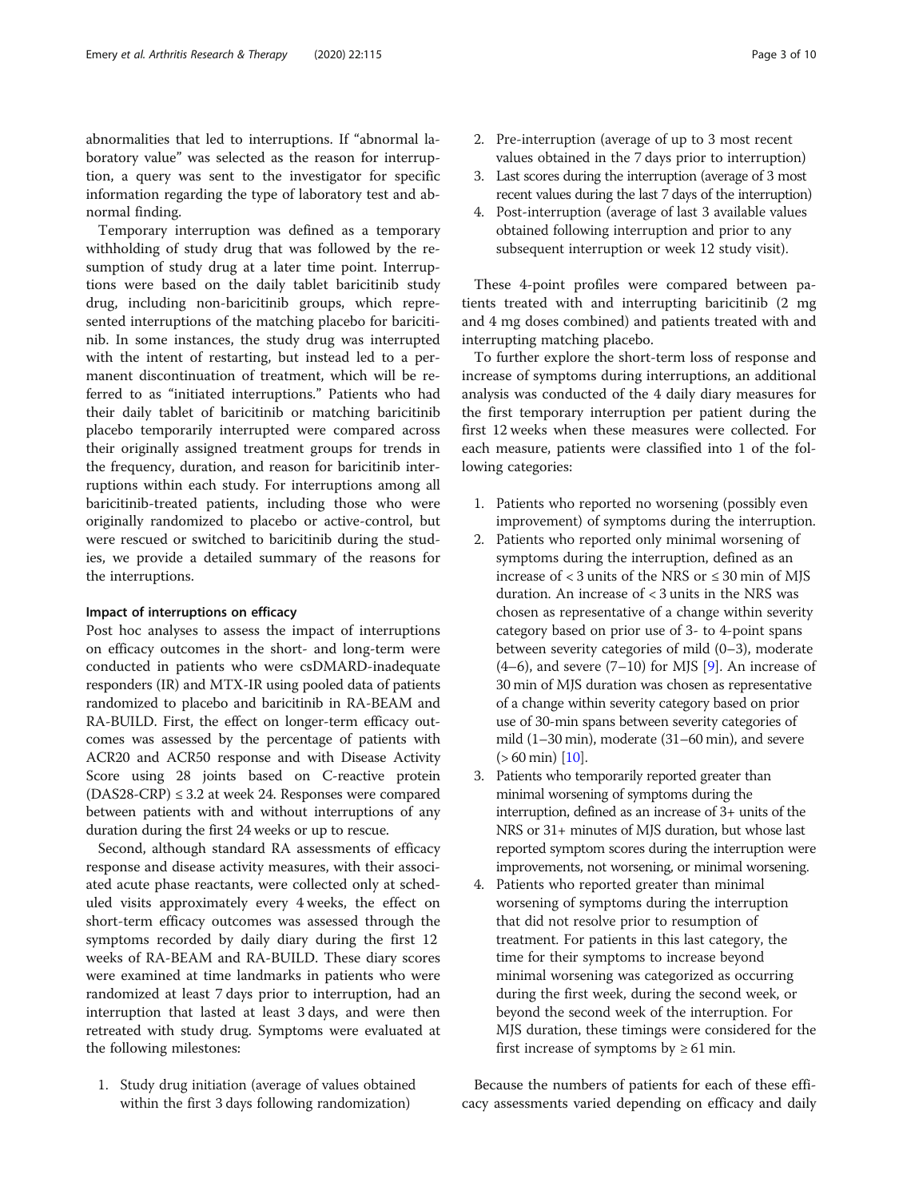abnormalities that led to interruptions. If "abnormal laboratory value" was selected as the reason for interruption, a query was sent to the investigator for specific information regarding the type of laboratory test and abnormal finding.

Temporary interruption was defined as a temporary withholding of study drug that was followed by the resumption of study drug at a later time point. Interruptions were based on the daily tablet baricitinib study drug, including non-baricitinib groups, which represented interruptions of the matching placebo for baricitinib. In some instances, the study drug was interrupted with the intent of restarting, but instead led to a permanent discontinuation of treatment, which will be referred to as "initiated interruptions." Patients who had their daily tablet of baricitinib or matching baricitinib placebo temporarily interrupted were compared across their originally assigned treatment groups for trends in the frequency, duration, and reason for baricitinib interruptions within each study. For interruptions among all baricitinib-treated patients, including those who were originally randomized to placebo or active-control, but were rescued or switched to baricitinib during the studies, we provide a detailed summary of the reasons for the interruptions.

### Impact of interruptions on efficacy

Post hoc analyses to assess the impact of interruptions on efficacy outcomes in the short- and long-term were conducted in patients who were csDMARD-inadequate responders (IR) and MTX-IR using pooled data of patients randomized to placebo and baricitinib in RA-BEAM and RA-BUILD. First, the effect on longer-term efficacy outcomes was assessed by the percentage of patients with ACR20 and ACR50 response and with Disease Activity Score using 28 joints based on C-reactive protein (DAS28-CRP) ≤ 3.2 at week 24. Responses were compared between patients with and without interruptions of any duration during the first 24 weeks or up to rescue.

Second, although standard RA assessments of efficacy response and disease activity measures, with their associated acute phase reactants, were collected only at scheduled visits approximately every 4 weeks, the effect on short-term efficacy outcomes was assessed through the symptoms recorded by daily diary during the first 12 weeks of RA-BEAM and RA-BUILD. These diary scores were examined at time landmarks in patients who were randomized at least 7 days prior to interruption, had an interruption that lasted at least 3 days, and were then retreated with study drug. Symptoms were evaluated at the following milestones:

1. Study drug initiation (average of values obtained within the first 3 days following randomization)
2. Pre-interruption (average of up to 3 most recent values obtained in the 7 days prior to interruption)
3. Last scores during the interruption (average of 3 most recent values during the last 7 days of the interruption)
4. Post-interruption (average of last 3 available values obtained following interruption and prior to any subsequent interruption or week 12 study visit).

These 4-point profiles were compared between patients treated with and interrupting baricitinib (2 mg and 4 mg doses combined) and patients treated with and interrupting matching placebo.

To further explore the short-term loss of response and increase of symptoms during interruptions, an additional analysis was conducted of the 4 daily diary measures for the first temporary interruption per patient during the first 12 weeks when these measures were collected. For each measure, patients were classified into 1 of the following categories:

1. Patients who reported no worsening (possibly even improvement) of symptoms during the interruption.
2. Patients who reported only minimal worsening of symptoms during the interruption, defined as an increase of < 3 units of the NRS or ≤ 30 min of MJS duration. An increase of < 3 units in the NRS was chosen as representative of a change within severity category based on prior use of 3- to 4-point spans between severity categories of mild (0–3), moderate (4–6), and severe (7–10) for MJS [9]. An increase of 30 min of MJS duration was chosen as representative of a change within severity category based on prior use of 30-min spans between severity categories of mild (1–30 min), moderate (31–60 min), and severe (> 60 min) [10].
3. Patients who temporarily reported greater than minimal worsening of symptoms during the interruption, defined as an increase of 3+ units of the NRS or 31+ minutes of MJS duration, but whose last reported symptom scores during the interruption were improvements, not worsening, or minimal worsening.
4. Patients who reported greater than minimal worsening of symptoms during the interruption that did not resolve prior to resumption of treatment. For patients in this last category, the time for their symptoms to increase beyond minimal worsening was categorized as occurring during the first week, during the second week, or beyond the second week of the interruption. For MJS duration, these timings were considered for the first increase of symptoms by ≥ 61 min.

Because the numbers of patients for each of these efficacy assessments varied depending on efficacy and daily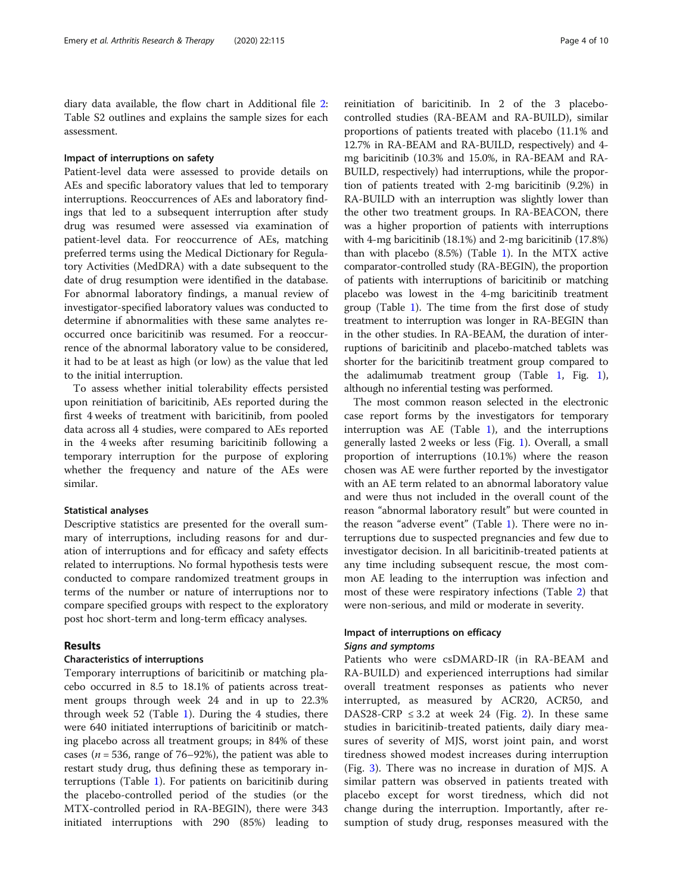diary data available, the flow chart in Additional file 2: Table S2 outlines and explains the sample sizes for each assessment.

### Impact of interruptions on safety

Patient-level data were assessed to provide details on AEs and specific laboratory values that led to temporary interruptions. Reoccurrences of AEs and laboratory findings that led to a subsequent interruption after study drug was resumed were assessed via examination of patient-level data. For reoccurrence of AEs, matching preferred terms using the Medical Dictionary for Regulatory Activities (MedDRA) with a date subsequent to the date of drug resumption were identified in the database. For abnormal laboratory findings, a manual review of investigator-specified laboratory values was conducted to determine if abnormalities with these same analytes reoccurred once baricitinib was resumed. For a reoccurrence of the abnormal laboratory value to be considered, it had to be at least as high (or low) as the value that led to the initial interruption.

To assess whether initial tolerability effects persisted upon reinitiation of baricitinib, AEs reported during the first 4 weeks of treatment with baricitinib, from pooled data across all 4 studies, were compared to AEs reported in the 4 weeks after resuming baricitinib following a temporary interruption for the purpose of exploring whether the frequency and nature of the AEs were similar.

### Statistical analyses

Descriptive statistics are presented for the overall summary of interruptions, including reasons for and duration of interruptions and for efficacy and safety effects related to interruptions. No formal hypothesis tests were conducted to compare randomized treatment groups in terms of the number or nature of interruptions nor to compare specified groups with respect to the exploratory post hoc short-term and long-term efficacy analyses.

## Results

### Characteristics of interruptions

Temporary interruptions of baricitinib or matching placebo occurred in 8.5 to 18.1% of patients across treatment groups through week 24 and in up to 22.3% through week 52 (Table 1). During the 4 studies, there were 640 initiated interruptions of baricitinib or matching placebo across all treatment groups; in 84% of these cases ($n = 536$, range of 76–92%), the patient was able to restart study drug, thus defining these as temporary interruptions (Table 1). For patients on baricitinib during the placebo-controlled period of the studies (or the MTX-controlled period in RA-BEGIN), there were 343 initiated interruptions with 290 (85%) leading to reinitiation of baricitinib. In 2 of the 3 placebo-controlled studies (RA-BEAM and RA-BUILD), similar proportions of patients treated with placebo (11.1% and 12.7% in RA-BEAM and RA-BUILD, respectively) and 4-mg baricitinib (10.3% and 15.0%, in RA-BEAM and RA-BUILD, respectively) had interruptions, while the proportion of patients treated with 2-mg baricitinib (9.2%) in RA-BUILD with an interruption was slightly lower than the other two treatment groups. In RA-BEACON, there was a higher proportion of patients with interruptions with 4-mg baricitinib (18.1%) and 2-mg baricitinib (17.8%) than with placebo (8.5%) (Table 1). In the MTX active comparator-controlled study (RA-BEGIN), the proportion of patients with interruptions of baricitinib or matching placebo was lowest in the 4-mg baricitinib treatment group (Table 1). The time from the first dose of study treatment to interruption was longer in RA-BEGIN than in the other studies. In RA-BEAM, the duration of interruptions of baricitinib and placebo-matched tablets was shorter for the baricitinib treatment group compared to the adalimumab treatment group (Table 1, Fig. 1), although no inferential testing was performed.

The most common reason selected in the electronic case report forms by the investigators for temporary interruption was AE (Table 1), and the interruptions generally lasted 2 weeks or less (Fig. 1). Overall, a small proportion of interruptions (10.1%) where the reason chosen was AE were further reported by the investigator with an AE term related to an abnormal laboratory value and were thus not included in the overall count of the reason "abnormal laboratory result" but were counted in the reason "adverse event" (Table 1). There were no interruptions due to suspected pregnancies and few due to investigator decision. In all baricitinib-treated patients at any time including subsequent rescue, the most common AE leading to the interruption was infection and most of these were respiratory infections (Table 2) that were non-serious, and mild or moderate in severity.

### Impact of interruptions on efficacy

#### *Signs and symptoms*

Patients who were csDMARD-IR (in RA-BEAM and RA-BUILD) and experienced interruptions had similar overall treatment responses as patients who never interrupted, as measured by ACR20, ACR50, and DAS28-CRP $\leq 3.2$ at week 24 (Fig. 2). In these same studies in baricitinib-treated patients, daily diary measures of severity of MJS, worst joint pain, and worst tiredness showed modest increases during interruption (Fig. 3). There was no increase in duration of MJS. A similar pattern was observed in patients treated with placebo except for worst tiredness, which did not change during the interruption. Importantly, after resumption of study drug, responses measured with the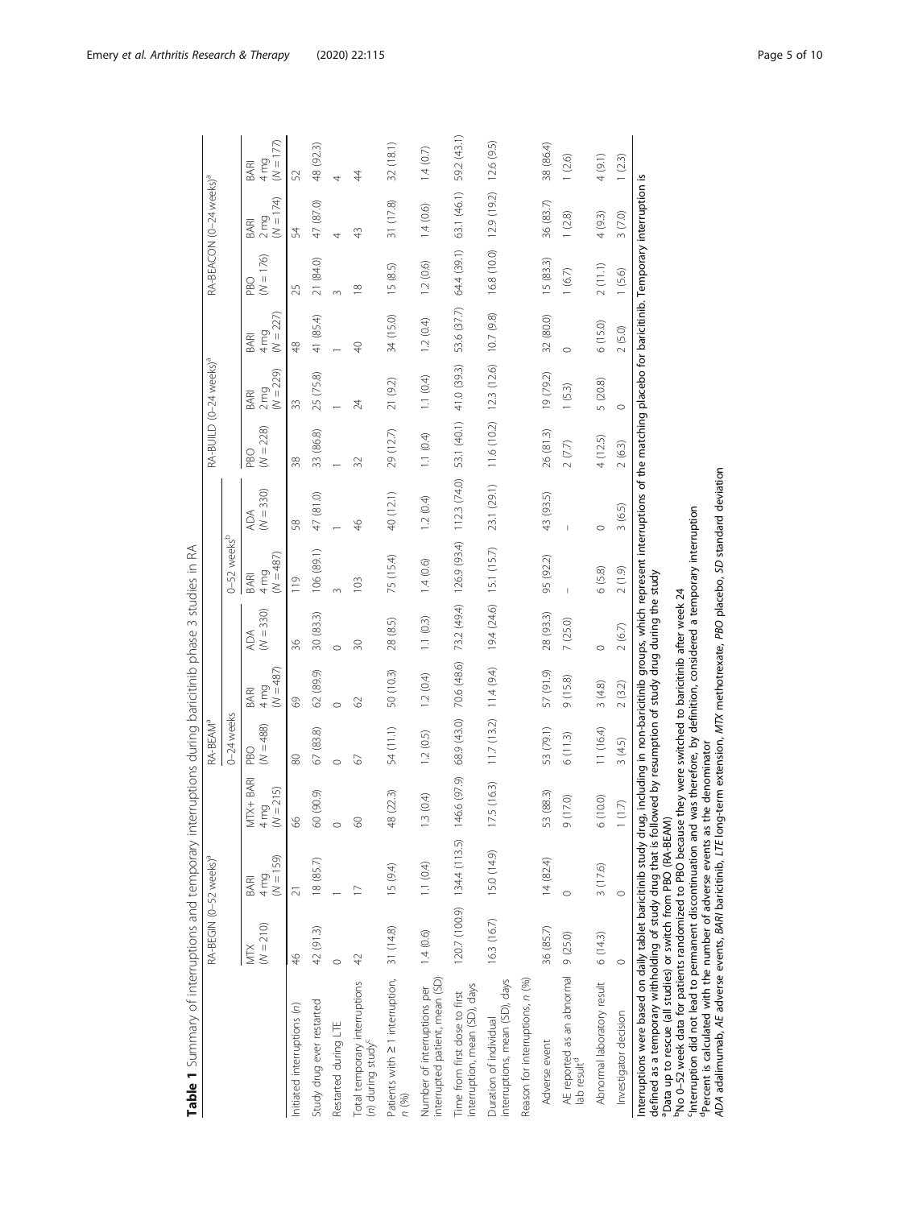**Table 1** Summary of interruptions and temporary interruptions during baricitinib phase 3 studies in RA

| | RA-BEGIN (0–52 weeks)[a] | | | RA-BEAM[a] | | | | | RA-BUILD (0–24 weeks)[a] | | | RA-BEACON (0–24 weeks)[a] | | |
|---|---|---|---|---|---|---|---|---|---|---|---|---|---|---|
| | | | | 0–24 weeks | | | 0–52 weeks[b] | | | | | | | |
| | MTX (N = 210) | BARI 4 mg (N = 159) | MTX+ BARI 4 mg (N = 215) | PBO (N = 488) | BARI 4 mg (N = 487) | ADA (N = 330) | BARI 4 mg (N = 487) | ADA (N = 330) | PBO (N = 228) | BARI 2 mg (N = 229) | BARI 4 mg (N = 227) | PBO (N = 176) | BARI 2 mg (N = 174) | BARI 4 mg (N = 177) |
| Initiated interruptions (n) | 46 | 21 | 66 | 80 | 69 | 36 | 119 | 58 | 38 | 33 | 48 | 25 | 54 | 52 |
| Study drug ever restarted | 42 (91.3) | 18 (85.7) | 60 (90.9) | 67 (83.8) | 62 (89.9) | 30 (83.3) | 106 (89.1) | 47 (81.0) | 33 (86.8) | 25 (75.8) | 41 (85.4) | 21 (84.0) | 47 (87.0) | 48 (92.3) |
| Restarted during LTE | 0 | 1 | 0 | 0 | 0 | 0 | 3 | 1 | 1 | 1 | 1 | 3 | 4 | 4 |
| Total temporary interruptions (n) during study[c] | 42 | 17 | 60 | 67 | 62 | 30 | 103 | 46 | 32 | 24 | 40 | 18 | 43 | 44 |
| Patients with ≥ 1 interruption, n (%) | 31 (14.8) | 15 (9.4) | 48 (22.3) | 54 (11.1) | 50 (10.3) | 28 (8.5) | 75 (15.4) | 40 (12.1) | 29 (12.7) | 21 (9.2) | 34 (15.0) | 15 (8.5) | 31 (17.8) | 32 (18.1) |
| Number of interruptions per interrupted patient, mean (SD) | 1.4 (0.6) | 1.1 (0.4) | 1.3 (0.4) | 1.2 (0.5) | 1.2 (0.4) | 1.1 (0.3) | 1.4 (0.6) | 1.2 (0.4) | 1.1 (0.4) | 1.1 (0.4) | 1.2 (0.4) | 1.2 (0.6) | 1.4 (0.6) | 1.4 (0.7) |
| Time from first dose to first interruption, mean (SD), days | 120.7 (100.9) | 134.4 (113.5) | 146.6 (97.9) | 68.9 (43.0) | 70.6 (48.6) | 73.2 (49.4) | 126.9 (93.4) | 112.3 (74.0) | 53.1 (40.1) | 41.0 (39.3) | 53.6 (37.7) | 64.4 (39.1) | 63.1 (46.1) | 59.2 (43.1) |
| Duration of individual interruptions, mean (SD), days | 16.3 (16.7) | 15.0 (14.9) | 17.5 (16.3) | 11.7 (13.2) | 11.4 (9.4) | 19.4 (24.6) | 15.1 (15.7) | 23.1 (29.1) | 11.6 (10.2) | 12.3 (12.6) | 10.7 (9.8) | 16.8 (10.0) | 12.9 (19.2) | 12.6 (9.5) |
| Reason for interruptions, n (%) | | | | | | | | | | | | | | |
| Adverse event | 36 (85.7) | 14 (82.4) | 53 (88.3) | 53 (79.1) | 57 (91.9) | 28 (93.3) | 95 (92.2) | 43 (93.5) | 26 (81.3) | 19 (79.2) | 32 (80.0) | 15 (83.3) | 36 (83.7) | 38 (86.4) |
| AE reported as an abnormal lab result[d] | 9 (25.0) | 0 | 9 (17.0) | 6 (11.3) | 9 (15.8) | 7 (25.0) | – | – | 2 (7.7) | 1 (5.3) | 0 | 1 (6.7) | 1 (2.8) | 1 (2.6) |
| Abnormal laboratory result | 6 (14.3) | 3 (17.6) | 6 (10.0) | 11 (16.4) | 3 (4.8) | 0 | 6 (5.8) | 0 | 4 (12.5) | 5 (20.8) | 6 (15.0) | 2 (11.1) | 4 (9.3) | 4 (9.1) |
| Investigator decision | 0 | 0 | 1 (1.7) | 3 (4.5) | 2 (3.2) | 2 (6.7) | 2 (1.9) | 3 (6.5) | 2 (6.3) | 0 | 2 (5.0) | 1 (5.6) | 3 (7.0) | 1 (2.3) |

Interruptions were based on daily tablet baricitinib study drug, including in non-baricitinib groups, which represent interruptions of the matching placebo for baricitinib. Temporary interruption is defined as a temporary withholding of study drug that is followed by resumption of study drug during the study

[a]Data up to rescue (all studies) or switch from PBO (RA-BEAM)

[b]No 0–52 week data for patients randomized to PBO because they were switched to baricitinib after week 24

[c]Interruption did not lead to permanent discontinuation and was therefore, by definition, considered a temporary interruption

[d]Percent is calculated with the number of adverse events as the denominator

*ADA* adalimumab, *AE* adverse events, *BARI* baricitinib, *LTE* long-term extension, *MTX* methotrexate, *PBO* placebo, *SD* standard deviation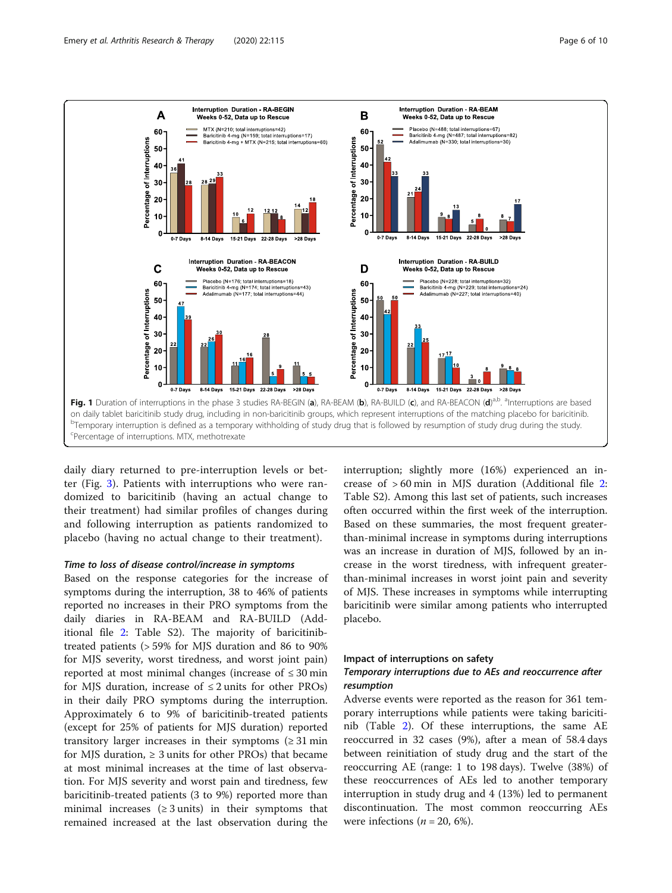**Fig. 1** Duration of interruptions in the phase 3 studies RA-BEGIN (**a**), RA-BEAM (**b**), RA-BUILD (**c**), and RA-BEACON (**d**)[a,b]. [a]Interruptions are based on daily tablet baricitinib study drug, including in non-baricitinib groups, which represent interruptions of the matching placebo for baricitinib. [b]Temporary interruption is defined as a temporary withholding of study drug that is followed by resumption of study drug during the study. [c]Percentage of interruptions. MTX, methotrexate

daily diary returned to pre-interruption levels or better (Fig. 3). Patients with interruptions who were randomized to baricitinib (having an actual change to their treatment) had similar profiles of changes during and following interruption as patients randomized to placebo (having no actual change to their treatment).

#### *Time to loss of disease control/increase in symptoms*

Based on the response categories for the increase of symptoms during the interruption, 38 to 46% of patients reported no increases in their PRO symptoms from the daily diaries in RA-BEAM and RA-BUILD (Additional file 2: Table S2). The majority of baricitinib-treated patients (> 59% for MJS duration and 86 to 90% for MJS severity, worst tiredness, and worst joint pain) reported at most minimal changes (increase of ≤ 30 min for MJS duration, increase of ≤ 2 units for other PROs) in their daily PRO symptoms during the interruption. Approximately 6 to 9% of baricitinib-treated patients (except for 25% of patients for MJS duration) reported transitory larger increases in their symptoms (≥ 31 min for MJS duration, ≥ 3 units for other PROs) that became at most minimal increases at the time of last observation. For MJS severity and worst pain and tiredness, few baricitinib-treated patients (3 to 9%) reported more than minimal increases (≥ 3 units) in their symptoms that remained increased at the last observation during the interruption; slightly more (16%) experienced an increase of > 60 min in MJS duration (Additional file 2: Table S2). Among this last set of patients, such increases often occurred within the first week of the interruption. Based on these summaries, the most frequent greater-than-minimal increase in symptoms during interruptions was an increase in duration of MJS, followed by an increase in the worst tiredness, with infrequent greater-than-minimal increases in worst joint pain and severity of MJS. These increases in symptoms while interrupting baricitinib were similar among patients who interrupted placebo.

### Impact of interruptions on safety

#### *Temporary interruptions due to AEs and reoccurrence after resumption*

Adverse events were reported as the reason for 361 temporary interruptions while patients were taking baricitinib (Table 2). Of these interruptions, the same AE reoccurred in 32 cases (9%), after a mean of 58.4 days between reinitiation of study drug and the start of the reoccurring AE (range: 1 to 198 days). Twelve (38%) of these reoccurrences of AEs led to another temporary interruption in study drug and 4 (13%) led to permanent discontinuation. The most common reoccurring AEs were infections ($n$ = 20, 6%).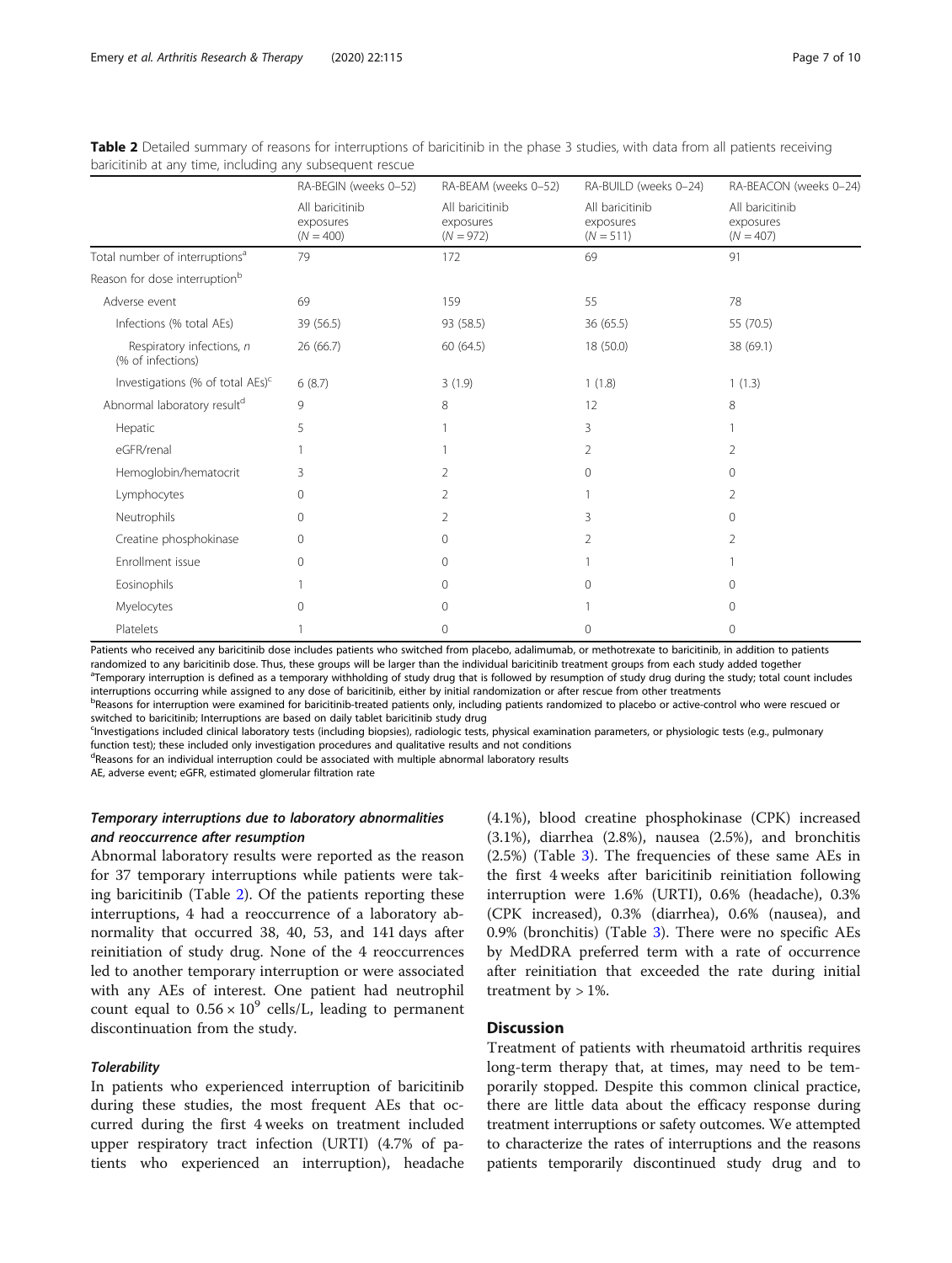**Table 2** Detailed summary of reasons for interruptions of baricitinib in the phase 3 studies, with data from all patients receiving baricitinib at any time, including any subsequent rescue

| | RA-BEGIN (weeks 0–52) | RA-BEAM (weeks 0–52) | RA-BUILD (weeks 0–24) | RA-BEACON (weeks 0–24) |
|---|---|---|---|---|
| | All baricitinib exposures ($N = 400$) | All baricitinib exposures ($N = 972$) | All baricitinib exposures ($N = 511$) | All baricitinib exposures ($N = 407$) |
| Total number of interruptions[a] | 79 | 172 | 69 | 91 |
| Reason for dose interruption[b] | | | | |
| Adverse event | 69 | 159 | 55 | 78 |
| Infections (% total AEs) | 39 (56.5) | 93 (58.5) | 36 (65.5) | 55 (70.5) |
| Respiratory infections, *n* (% of infections) | 26 (66.7) | 60 (64.5) | 18 (50.0) | 38 (69.1) |
| Investigations (% of total AEs)[c] | 6 (8.7) | 3 (1.9) | 1 (1.8) | 1 (1.3) |
| Abnormal laboratory result[d] | 9 | 8 | 12 | 8 |
| Hepatic | 5 | 1 | 3 | 1 |
| eGFR/renal | 1 | 1 | 2 | 2 |
| Hemoglobin/hematocrit | 3 | 2 | 0 | 0 |
| Lymphocytes | 0 | 2 | 1 | 2 |
| Neutrophils | 0 | 2 | 3 | 0 |
| Creatine phosphokinase | 0 | 0 | 2 | 2 |
| Enrollment issue | 0 | 0 | 1 | 1 |
| Eosinophils | 1 | 0 | 0 | 0 |
| Myelocytes | 0 | 0 | 1 | 0 |
| Platelets | 1 | 0 | 0 | 0 |

Patients who received any baricitinib dose includes patients who switched from placebo, adalimumab, or methotrexate to baricitinib, in addition to patients randomized to any baricitinib dose. Thus, these groups will be larger than the individual baricitinib treatment groups from each study added together
[a]Temporary interruption is defined as a temporary withholding of study drug that is followed by resumption of study drug during the study; total count includes interruptions occurring while assigned to any dose of baricitinib, either by initial randomization or after rescue from other treatments
[b]Reasons for interruption were examined for baricitinib-treated patients only, including patients randomized to placebo or active-control who were rescued or switched to baricitinib; Interruptions are based on daily tablet baricitinib study drug
[c]Investigations included clinical laboratory tests (including biopsies), radiologic tests, physical examination parameters, or physiologic tests (e.g., pulmonary function test); these included only investigation procedures and qualitative results and not conditions
[d]Reasons for an individual interruption could be associated with multiple abnormal laboratory results
AE, adverse event; eGFR, estimated glomerular filtration rate

### *Temporary interruptions due to laboratory abnormalities and reoccurrence after resumption*

Abnormal laboratory results were reported as the reason for 37 temporary interruptions while patients were taking baricitinib (Table 2). Of the patients reporting these interruptions, 4 had a reoccurrence of a laboratory abnormality that occurred 38, 40, 53, and 141 days after reinitiation of study drug. None of the 4 reoccurrences led to another temporary interruption or were associated with any AEs of interest. One patient had neutrophil count equal to $0.56 \times 10^9$ cells/L, leading to permanent discontinuation from the study.

### *Tolerability*

In patients who experienced interruption of baricitinib during these studies, the most frequent AEs that occurred during the first 4 weeks on treatment included upper respiratory tract infection (URTI) (4.7% of patients who experienced an interruption), headache (4.1%), blood creatine phosphokinase (CPK) increased (3.1%), diarrhea (2.8%), nausea (2.5%), and bronchitis (2.5%) (Table 3). The frequencies of these same AEs in the first 4 weeks after baricitinib reinitiation following interruption were 1.6% (URTI), 0.6% (headache), 0.3% (CPK increased), 0.3% (diarrhea), 0.6% (nausea), and 0.9% (bronchitis) (Table 3). There were no specific AEs by MedDRA preferred term with a rate of occurrence after reinitiation that exceeded the rate during initial treatment by > 1%.

## Discussion

Treatment of patients with rheumatoid arthritis requires long-term therapy that, at times, may need to be temporarily stopped. Despite this common clinical practice, there are little data about the efficacy response during treatment interruptions or safety outcomes. We attempted to characterize the rates of interruptions and the reasons patients temporarily discontinued study drug and to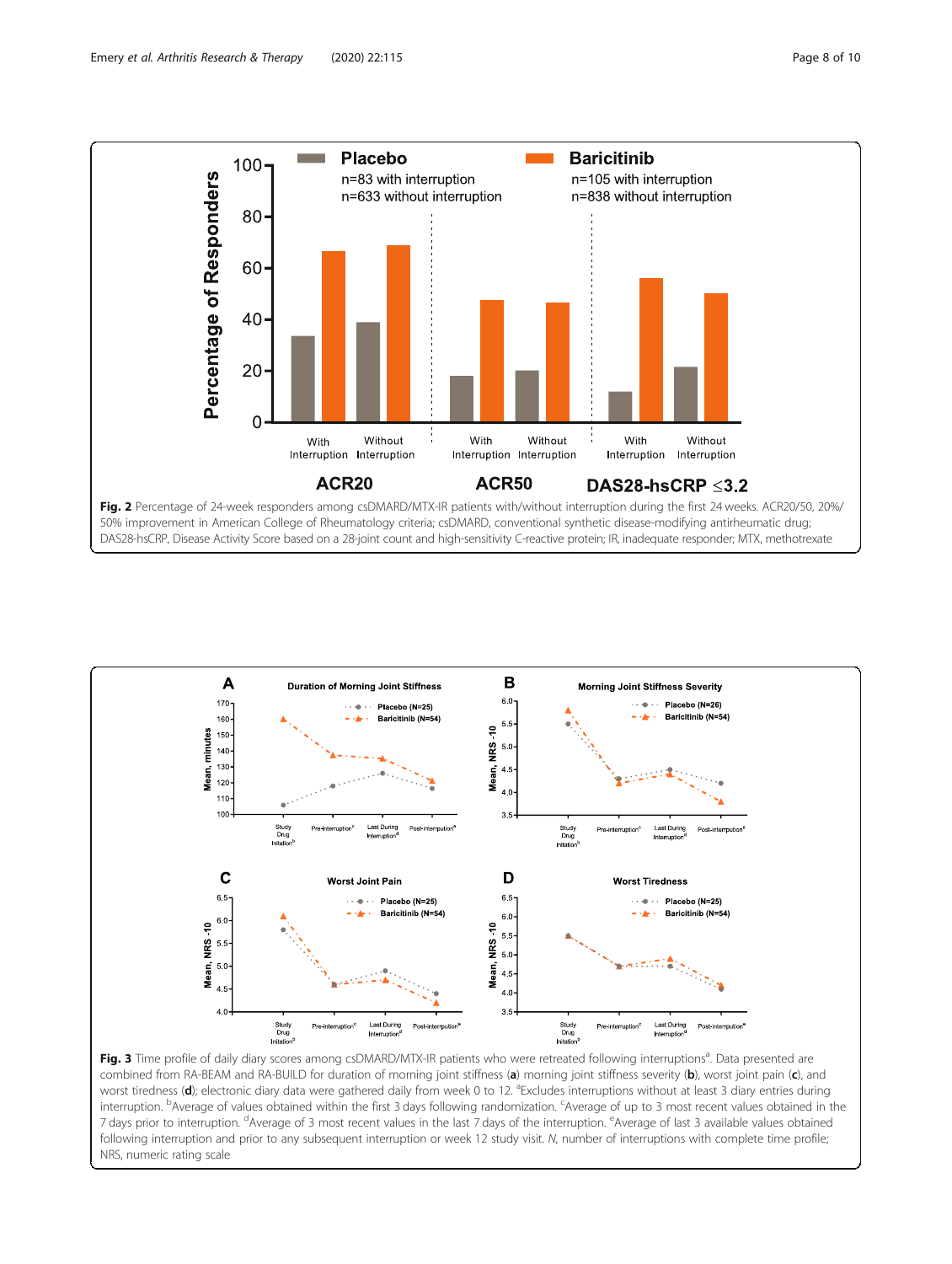**Fig. 2** Percentage of 24-week responders among csDMARD/MTX-IR patients with/without interruption during the first 24 weeks. ACR20/50, 20%/50% improvement in American College of Rheumatology criteria; csDMARD, conventional synthetic disease-modifying antirheumatic drug; DAS28-hsCRP, Disease Activity Score based on a 28-joint count and high-sensitivity C-reactive protein; IR, inadequate responder; MTX, methotrexate

**Fig. 3** Time profile of daily diary scores among csDMARD/MTX-IR patients who were retreated following interruptions[a]. Data presented are combined from RA-BEAM and RA-BUILD for duration of morning joint stiffness (**a**) morning joint stiffness severity (**b**), worst joint pain (**c**), and worst tiredness (**d**); electronic diary data were gathered daily from week 0 to 12. [a]Excludes interruptions without at least 3 diary entries during interruption. [b]Average of values obtained within the first 3 days following randomization. [c]Average of up to 3 most recent values obtained in the 7 days prior to interruption. [d]Average of 3 most recent values in the last 7 days of the interruption. [e]Average of last 3 available values obtained following interruption and prior to any subsequent interruption or week 12 study visit. *N*, number of interruptions with complete time profile; NRS, numeric rating scale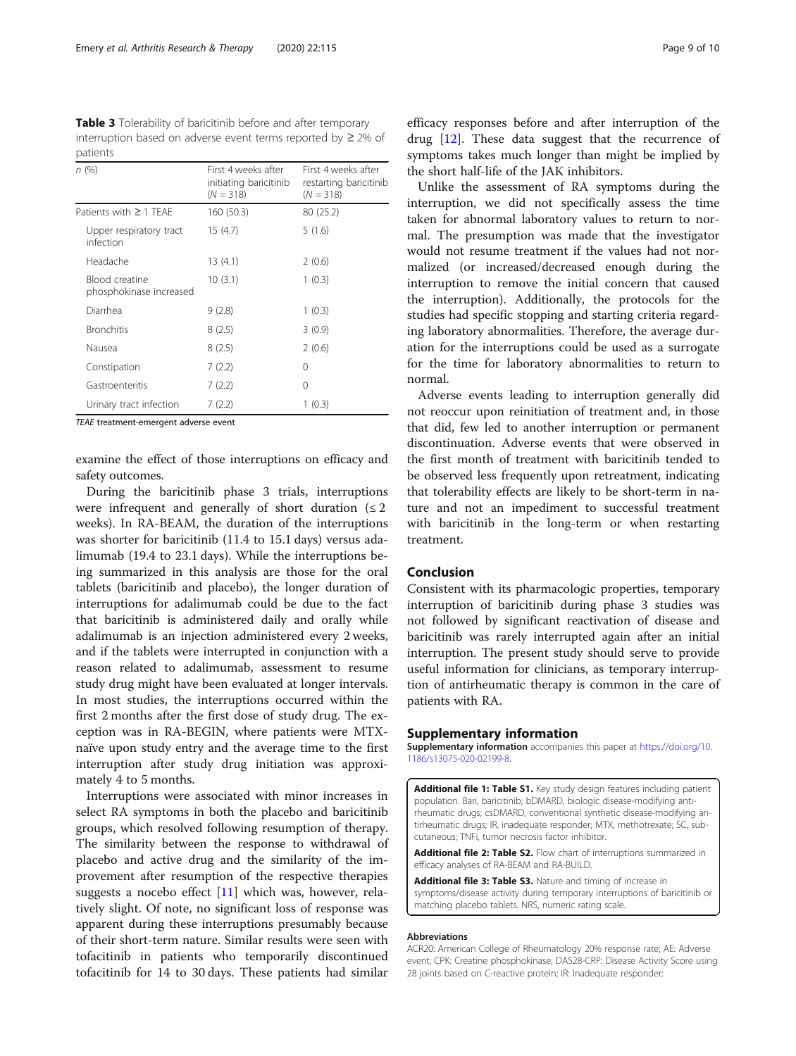**Table 3** Tolerability of baricitinib before and after temporary interruption based on adverse event terms reported by ≥ 2% of patients

| n (%) | First 4 weeks after initiating baricitinib (N = 318) | First 4 weeks after restarting baricitinib (N = 318) |
|---|---|---|
| Patients with ≥ 1 TEAE | 160 (50.3) | 80 (25.2) |
| Upper respiratory tract infection | 15 (4.7) | 5 (1.6) |
| Headache | 13 (4.1) | 2 (0.6) |
| Blood creatine phosphokinase increased | 10 (3.1) | 1 (0.3) |
| Diarrhea | 9 (2.8) | 1 (0.3) |
| Bronchitis | 8 (2.5) | 3 (0.9) |
| Nausea | 8 (2.5) | 2 (0.6) |
| Constipation | 7 (2.2) | 0 |
| Gastroenteritis | 7 (2.2) | 0 |
| Urinary tract infection | 7 (2.2) | 1 (0.3) |

*TEAE* treatment-emergent adverse event

examine the effect of those interruptions on efficacy and safety outcomes.

During the baricitinib phase 3 trials, interruptions were infrequent and generally of short duration (≤ 2 weeks). In RA-BEAM, the duration of the interruptions was shorter for baricitinib (11.4 to 15.1 days) versus adalimumab (19.4 to 23.1 days). While the interruptions being summarized in this analysis are those for the oral tablets (baricitinib and placebo), the longer duration of interruptions for adalimumab could be due to the fact that baricitinib is administered daily and orally while adalimumab is an injection administered every 2 weeks, and if the tablets were interrupted in conjunction with a reason related to adalimumab, assessment to resume study drug might have been evaluated at longer intervals. In most studies, the interruptions occurred within the first 2 months after the first dose of study drug. The exception was in RA-BEGIN, where patients were MTX-naïve upon study entry and the average time to the first interruption after study drug initiation was approximately 4 to 5 months.

Interruptions were associated with minor increases in select RA symptoms in both the placebo and baricitinib groups, which resolved following resumption of therapy. The similarity between the response to withdrawal of placebo and active drug and the similarity of the improvement after resumption of the respective therapies suggests a nocebo effect [11] which was, however, relatively slight. Of note, no significant loss of response was apparent during these interruptions presumably because of their short-term nature. Similar results were seen with tofacitinib in patients who temporarily discontinued tofacitinib for 14 to 30 days. These patients had similar efficacy responses before and after interruption of the drug [12]. These data suggest that the recurrence of symptoms takes much longer than might be implied by the short half-life of the JAK inhibitors.

Unlike the assessment of RA symptoms during the interruption, we did not specifically assess the time taken for abnormal laboratory values to return to normal. The presumption was made that the investigator would not resume treatment if the values had not normalized (or increased/decreased enough during the interruption to remove the initial concern that caused the interruption). Additionally, the protocols for the studies had specific stopping and starting criteria regarding laboratory abnormalities. Therefore, the average duration for the interruptions could be used as a surrogate for the time for laboratory abnormalities to return to normal.

Adverse events leading to interruption generally did not reoccur upon reinitiation of treatment and, in those that did, few led to another interruption or permanent discontinuation. Adverse events that were observed in the first month of treatment with baricitinib tended to be observed less frequently upon retreatment, indicating that tolerability effects are likely to be short-term in nature and not an impediment to successful treatment with baricitinib in the long-term or when restarting treatment.

## Conclusion

Consistent with its pharmacologic properties, temporary interruption of baricitinib during phase 3 studies was not followed by significant reactivation of disease and baricitinib was rarely interrupted again after an initial interruption. The present study should serve to provide useful information for clinicians, as temporary interruption of antirheumatic therapy is common in the care of patients with RA.

## Supplementary information

**Supplementary information** accompanies this paper at https://doi.org/10.1186/s13075-020-02199-8.

**Additional file 1: Table S1.** Key study design features including patient population. Bari, baricitinib; bDMARD, biologic disease-modifying antirheumatic drugs; csDMARD, conventional synthetic disease-modifying antirheumatic drugs; IR, inadequate responder; MTX, methotrexate; SC, subcutaneous; TNFi, tumor necrosis factor inhibitor.

**Additional file 2: Table S2.** Flow chart of interruptions summarized in efficacy analyses of RA-BEAM and RA-BUILD.

**Additional file 3: Table S3.** Nature and timing of increase in symptoms/disease activity during temporary interruptions of baricitinib or matching placebo tablets. NRS, numeric rating scale.

#### Abbreviations

ACR20: American College of Rheumatology 20% response rate; AE: Adverse event; CPK: Creatine phosphokinase; DAS28-CRP: Disease Activity Score using 28 joints based on C-reactive protein; IR: Inadequate responder;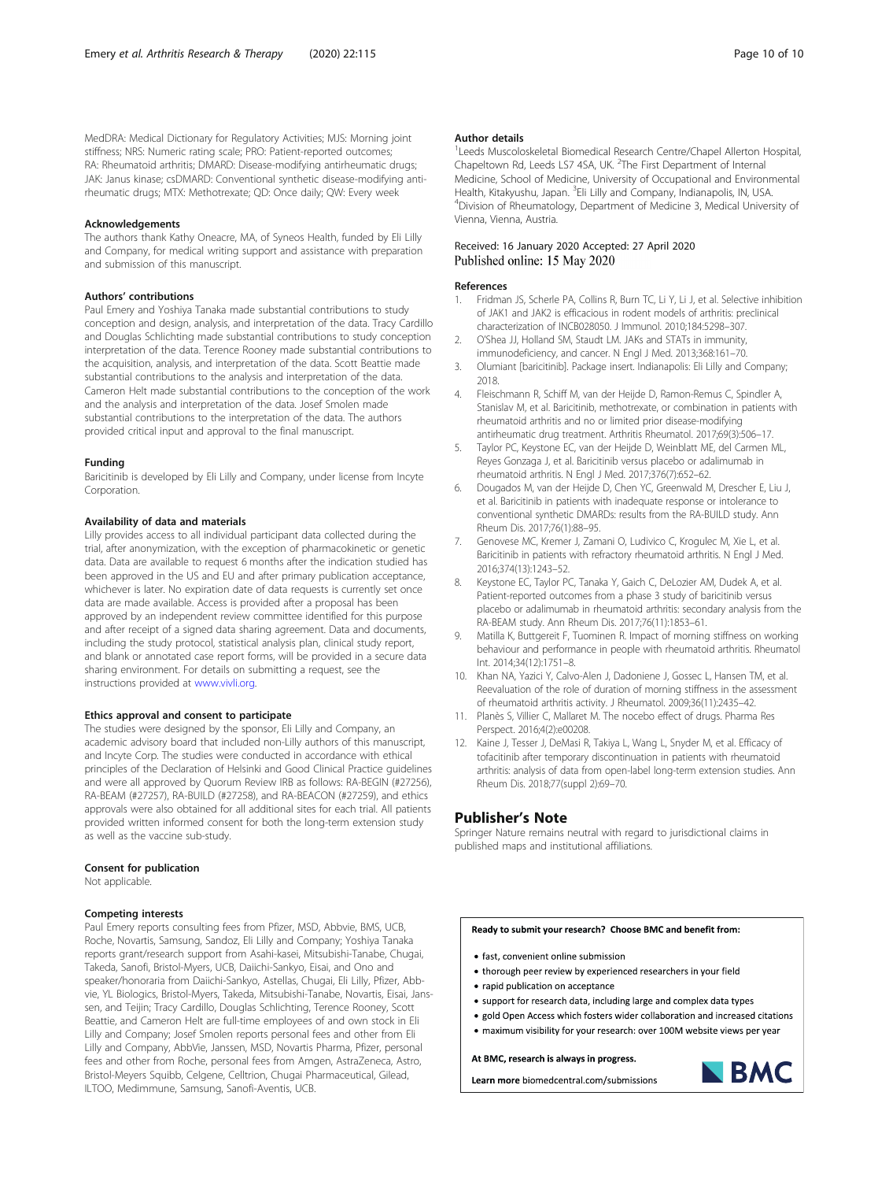MedDRA: Medical Dictionary for Regulatory Activities; MJS: Morning joint stiffness; NRS: Numeric rating scale; PRO: Patient-reported outcomes; RA: Rheumatoid arthritis; DMARD: Disease-modifying antirheumatic drugs; JAK: Janus kinase; csDMARD: Conventional synthetic disease-modifying antirheumatic drugs; MTX: Methotrexate; QD: Once daily; QW: Every week

### Acknowledgements

The authors thank Kathy Oneacre, MA, of Syneos Health, funded by Eli Lilly and Company, for medical writing support and assistance with preparation and submission of this manuscript.

### Authors' contributions

Paul Emery and Yoshiya Tanaka made substantial contributions to study conception and design, analysis, and interpretation of the data. Tracy Cardillo and Douglas Schlichting made substantial contributions to study conception interpretation of the data. Terence Rooney made substantial contributions to the acquisition, analysis, and interpretation of the data. Scott Beattie made substantial contributions to the analysis and interpretation of the data. Cameron Helt made substantial contributions to the conception of the work and the analysis and interpretation of the data. Josef Smolen made substantial contributions to the interpretation of the data. The authors provided critical input and approval to the final manuscript.

### Funding

Baricitinib is developed by Eli Lilly and Company, under license from Incyte Corporation.

### Availability of data and materials

Lilly provides access to all individual participant data collected during the trial, after anonymization, with the exception of pharmacokinetic or genetic data. Data are available to request 6 months after the indication studied has been approved in the US and EU and after primary publication acceptance, whichever is later. No expiration date of data requests is currently set once data are made available. Access is provided after a proposal has been approved by an independent review committee identified for this purpose and after receipt of a signed data sharing agreement. Data and documents, including the study protocol, statistical analysis plan, clinical study report, and blank or annotated case report forms, will be provided in a secure data sharing environment. For details on submitting a request, see the instructions provided at www.vivli.org.

### Ethics approval and consent to participate

The studies were designed by the sponsor, Eli Lilly and Company, an academic advisory board that included non-Lilly authors of this manuscript, and Incyte Corp. The studies were conducted in accordance with ethical principles of the Declaration of Helsinki and Good Clinical Practice guidelines and were all approved by Quorum Review IRB as follows: RA-BEGIN (#27256), RA-BEAM (#27257), RA-BUILD (#27258), and RA-BEACON (#27259), and ethics approvals were also obtained for all additional sites for each trial. All patients provided written informed consent for both the long-term extension study as well as the vaccine sub-study.

### Consent for publication

Not applicable.

### Competing interests

Paul Emery reports consulting fees from Pfizer, MSD, Abbvie, BMS, UCB, Roche, Novartis, Samsung, Sandoz, Eli Lilly and Company; Yoshiya Tanaka reports grant/research support from Asahi-kasei, Mitsubishi-Tanabe, Chugai, Takeda, Sanofi, Bristol-Myers, UCB, Daiichi-Sankyo, Eisai, and Ono and speaker/honoraria from Daiichi-Sankyo, Astellas, Chugai, Eli Lilly, Pfizer, Abbvie, YL Biologics, Bristol-Myers, Takeda, Mitsubishi-Tanabe, Novartis, Eisai, Janssen, and Teijin; Tracy Cardillo, Douglas Schlichting, Terence Rooney, Scott Beattie, and Cameron Helt are full-time employees of and own stock in Eli Lilly and Company; Josef Smolen reports personal fees and other from Eli Lilly and Company, AbbVie, Janssen, MSD, Novartis Pharma, Pfizer, personal fees and other from Roche, personal fees from Amgen, AstraZeneca, Astro, Bristol-Meyers Squibb, Celgene, Celltrion, Chugai Pharmaceutical, Gilead, ILTOO, Medimmune, Samsung, Sanofi-Aventis, UCB.

### Author details

[1]Leeds Muscoloskeletal Biomedical Research Centre/Chapel Allerton Hospital, Chapeltown Rd, Leeds LS7 4SA, UK. [2]The First Department of Internal Medicine, School of Medicine, University of Occupational and Environmental Health, Kitakyushu, Japan. [3]Eli Lilly and Company, Indianapolis, IN, USA. [4]Division of Rheumatology, Department of Medicine 3, Medical University of Vienna, Vienna, Austria.

Received: 16 January 2020 Accepted: 27 April 2020
Published online: 15 May 2020

### References

1. Fridman JS, Scherle PA, Collins R, Burn TC, Li Y, Li J, et al. Selective inhibition of JAK1 and JAK2 is efficacious in rodent models of arthritis: preclinical characterization of INCB028050. J Immunol. 2010;184:5298–307.
2. O'Shea JJ, Holland SM, Staudt LM. JAKs and STATs in immunity, immunodeficiency, and cancer. N Engl J Med. 2013;368:161–70.
3. Olumiant [baricitinib]. Package insert. Indianapolis: Eli Lilly and Company; 2018.
4. Fleischmann R, Schiff M, van der Heijde D, Ramon-Remus C, Spindler A, Stanislav M, et al. Baricitinib, methotrexate, or combination in patients with rheumatoid arthritis and no or limited prior disease-modifying antirheumatic drug treatment. Arthritis Rheumatol. 2017;69(3):506–17.
5. Taylor PC, Keystone EC, van der Heijde D, Weinblatt ME, del Carmen ML, Reyes Gonzaga J, et al. Baricitinib versus placebo or adalimumab in rheumatoid arthritis. N Engl J Med. 2017;376(7):652–62.
6. Dougados M, van der Heijde D, Chen YC, Greenwald M, Drescher E, Liu J, et al. Baricitinib in patients with inadequate response or intolerance to conventional synthetic DMARDs: results from the RA-BUILD study. Ann Rheum Dis. 2017;76(1):88–95.
7. Genovese MC, Kremer J, Zamani O, Ludivico C, Krogulec M, Xie L, et al. Baricitinib in patients with refractory rheumatoid arthritis. N Engl J Med. 2016;374(13):1243–52.
8. Keystone EC, Taylor PC, Tanaka Y, Gaich C, DeLozier AM, Dudek A, et al. Patient-reported outcomes from a phase 3 study of baricitinib versus placebo or adalimumab in rheumatoid arthritis: secondary analysis from the RA-BEAM study. Ann Rheum Dis. 2017;76(11):1853–61.
9. Matilla K, Buttgereit F, Tuominen R. Impact of morning stiffness on working behaviour and performance in people with rheumatoid arthritis. Rheumatol Int. 2014;34(12):1751–8.
10. Khan NA, Yazici Y, Calvo-Alen J, Dadoniene J, Gossec L, Hansen TM, et al. Reevaluation of the role of duration of morning stiffness in the assessment of rheumatoid arthritis activity. J Rheumatol. 2009;36(11):2435–42.
11. Planès S, Villier C, Mallaret M. The nocebo effect of drugs. Pharma Res Perspect. 2016;4(2):e00208.
12. Kaine J, Tesser J, DeMasi R, Takiya L, Wang L, Snyder M, et al. Efficacy of tofacitinib after temporary discontinuation in patients with rheumatoid arthritis: analysis of data from open-label long-term extension studies. Ann Rheum Dis. 2018;77(suppl 2):69–70.

## Publisher's Note

Springer Nature remains neutral with regard to jurisdictional claims in published maps and institutional affiliations.

**Ready to submit your research? Choose BMC and benefit from:**

- fast, convenient online submission
- thorough peer review by experienced researchers in your field
- rapid publication on acceptance
- support for research data, including large and complex data types
- gold Open Access which fosters wider collaboration and increased citations
- maximum visibility for your research: over 100M website views per year

**At BMC, research is always in progress.**

**Learn more** biomedcentral.com/submissions

BMC